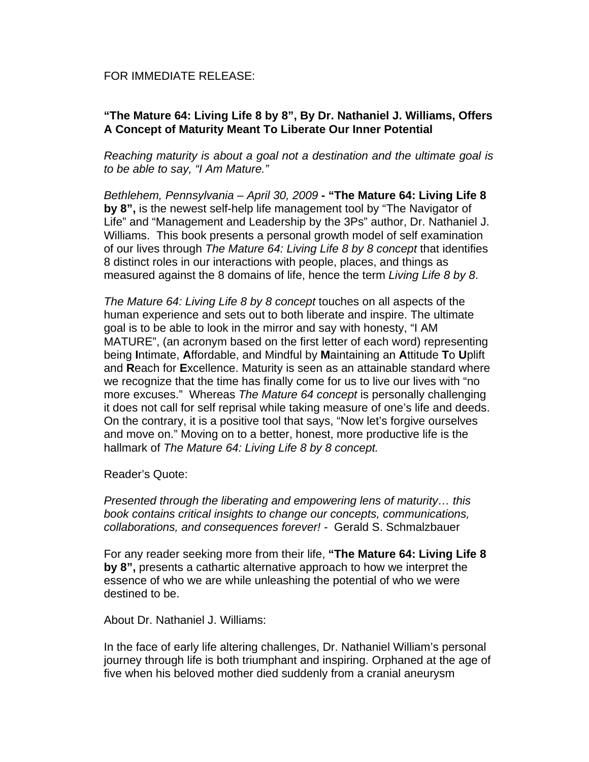FOR IMMEDIATE RELEASE:

**"The Mature 64: Living Life 8 by 8", By Dr. Nathaniel J. Williams, Offers A Concept of Maturity Meant To Liberate Our Inner Potential**

*Reaching maturity is about a goal not a destination and the ultimate goal is to be able to say, "I Am Mature."*

*Bethlehem, Pennsylvania – April 30, 2009* **- "The Mature 64: Living Life 8 by 8",** is the newest self-help life management tool by "The Navigator of Life" and "Management and Leadership by the 3Ps" author, Dr. Nathaniel J. Williams. This book presents a personal growth model of self examination of our lives through *The Mature 64: Living Life 8 by 8 concept* that identifies 8 distinct roles in our interactions with people, places, and things as measured against the 8 domains of life, hence the term *Living Life 8 by 8*.

*The Mature 64: Living Life 8 by 8 concept* touches on all aspects of the human experience and sets out to both liberate and inspire. The ultimate goal is to be able to look in the mirror and say with honesty, "I AM MATURE", (an acronym based on the first letter of each word) representing being **I**ntimate, **A**ffordable, and Mindful by **M**aintaining an **A**ttitude **T**o **U**plift and **R**each for **E**xcellence. Maturity is seen as an attainable standard where we recognize that the time has finally come for us to live our lives with "no more excuses." Whereas *The Mature 64 concept* is personally challenging it does not call for self reprisal while taking measure of one's life and deeds. On the contrary, it is a positive tool that says, "Now let's forgive ourselves and move on." Moving on to a better, honest, more productive life is the hallmark of *The Mature 64: Living Life 8 by 8 concept.*

Reader's Quote:

*Presented through the liberating and empowering lens of maturity… this book contains critical insights to change our concepts, communications, collaborations, and consequences forever!* - Gerald S. Schmalzbauer

For any reader seeking more from their life, **"The Mature 64: Living Life 8 by 8",** presents a cathartic alternative approach to how we interpret the essence of who we are while unleashing the potential of who we were destined to be.

About Dr. Nathaniel J. Williams:

In the face of early life altering challenges, Dr. Nathaniel William's personal journey through life is both triumphant and inspiring. Orphaned at the age of five when his beloved mother died suddenly from a cranial aneurysm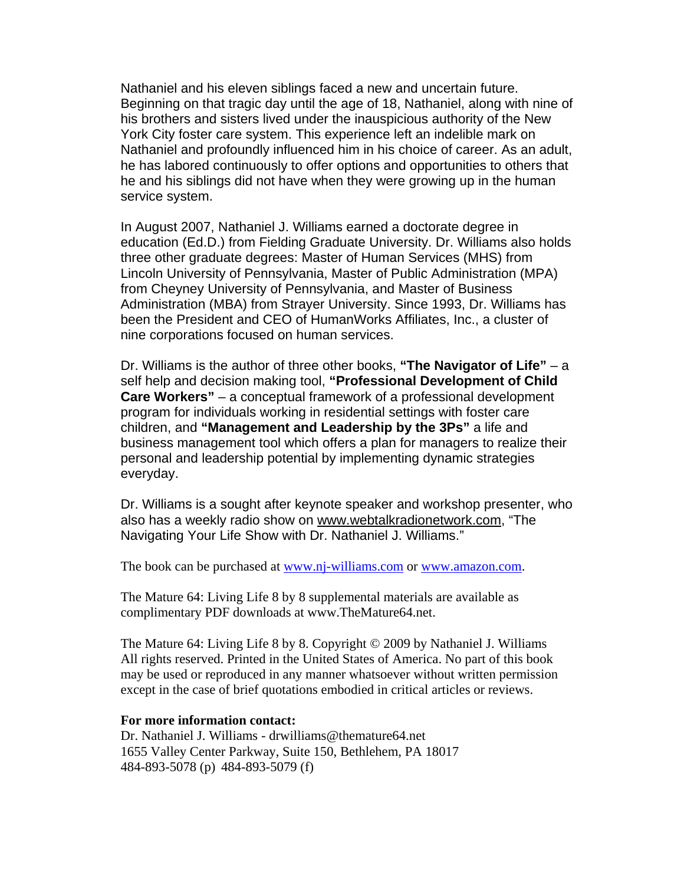Nathaniel and his eleven siblings faced a new and uncertain future. Beginning on that tragic day until the age of 18, Nathaniel, along with nine of his brothers and sisters lived under the inauspicious authority of the New York City foster care system. This experience left an indelible mark on Nathaniel and profoundly influenced him in his choice of career. As an adult, he has labored continuously to offer options and opportunities to others that he and his siblings did not have when they were growing up in the human service system.

In August 2007, Nathaniel J. Williams earned a doctorate degree in education (Ed.D.) from Fielding Graduate University. Dr. Williams also holds three other graduate degrees: Master of Human Services (MHS) from Lincoln University of Pennsylvania, Master of Public Administration (MPA) from Cheyney University of Pennsylvania, and Master of Business Administration (MBA) from Strayer University. Since 1993, Dr. Williams has been the President and CEO of HumanWorks Affiliates, Inc., a cluster of nine corporations focused on human services.

Dr. Williams is the author of three other books, **"The Navigator of Life"** – a self help and decision making tool, **"Professional Development of Child Care Workers"** – a conceptual framework of a professional development program for individuals working in residential settings with foster care children, and **"Management and Leadership by the 3Ps"** a life and business management tool which offers a plan for managers to realize their personal and leadership potential by implementing dynamic strategies everyday.

Dr. Williams is a sought after keynote speaker and workshop presenter, who also has a weekly radio show on www.webtalkradionetwork.com, "The Navigating Your Life Show with Dr. Nathaniel J. Williams."

The book can be purchased at www.nj-williams.com or www.amazon.com.

The Mature 64: Living Life 8 by 8 supplemental materials are available as complimentary PDF downloads at www.TheMature64.net.

The Mature 64: Living Life 8 by 8. Copyright © 2009 by Nathaniel J. Williams All rights reserved. Printed in the United States of America. No part of this book may be used or reproduced in any manner whatsoever without written permission except in the case of brief quotations embodied in critical articles or reviews.

**For more information contact:**
Dr. Nathaniel J. Williams - drwilliams@themature64.net
1655 Valley Center Parkway, Suite 150, Bethlehem, PA 18017
484-893-5078 (p) 484-893-5079 (f)